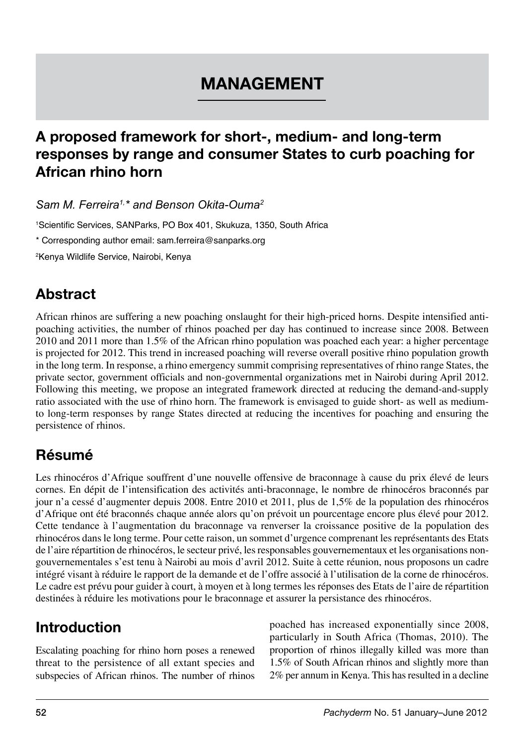# MANAGEMENT

## A proposed framework for short-, medium- and long-term responses by range and consumer States to curb poaching for African rhino horn

*Sam M. Ferreira[1,*] and Benson Okita-Ouma[2]*

[1]Scientific Services, SANParks, PO Box 401, Skukuza, 1350, South Africa

* Corresponding author email: sam.ferreira@sanparks.org

[2]Kenya Wildlife Service, Nairobi, Kenya

## Abstract

African rhinos are suffering a new poaching onslaught for their high-priced horns. Despite intensified anti-poaching activities, the number of rhinos poached per day has continued to increase since 2008. Between 2010 and 2011 more than 1.5% of the African rhino population was poached each year: a higher percentage is projected for 2012. This trend in increased poaching will reverse overall positive rhino population growth in the long term. In response, a rhino emergency summit comprising representatives of rhino range States, the private sector, government officials and non-governmental organizations met in Nairobi during April 2012. Following this meeting, we propose an integrated framework directed at reducing the demand-and-supply ratio associated with the use of rhino horn. The framework is envisaged to guide short- as well as medium- to long-term responses by range States directed at reducing the incentives for poaching and ensuring the persistence of rhinos.

## Résumé

Les rhinocéros d'Afrique souffrent d'une nouvelle offensive de braconnage à cause du prix élevé de leurs cornes. En dépit de l'intensification des activités anti-braconnage, le nombre de rhinocéros braconnés par jour n'a cessé d'augmenter depuis 2008. Entre 2010 et 2011, plus de 1,5% de la population des rhinocéros d'Afrique ont été braconnés chaque année alors qu'on prévoit un pourcentage encore plus élevé pour 2012. Cette tendance à l'augmentation du braconnage va renverser la croissance positive de la population des rhinocéros dans le long terme. Pour cette raison, un sommet d'urgence comprenant les représentants des Etats de l'aire répartition de rhinocéros, le secteur privé, les responsables gouvernementaux et les organisations non-gouvernementales s'est tenu à Nairobi au mois d'avril 2012. Suite à cette réunion, nous proposons un cadre intégré visant à réduire le rapport de la demande et de l'offre associé à l'utilisation de la corne de rhinocéros. Le cadre est prévu pour guider à court, à moyen et à long termes les réponses des Etats de l'aire de répartition destinées à réduire les motivations pour le braconnage et assurer la persistance des rhinocéros.

## Introduction

Escalating poaching for rhino horn poses a renewed threat to the persistence of all extant species and subspecies of African rhinos. The number of rhinos poached has increased exponentially since 2008, particularly in South Africa (Thomas, 2010). The proportion of rhinos illegally killed was more than 1.5% of South African rhinos and slightly more than 2% per annum in Kenya. This has resulted in a decline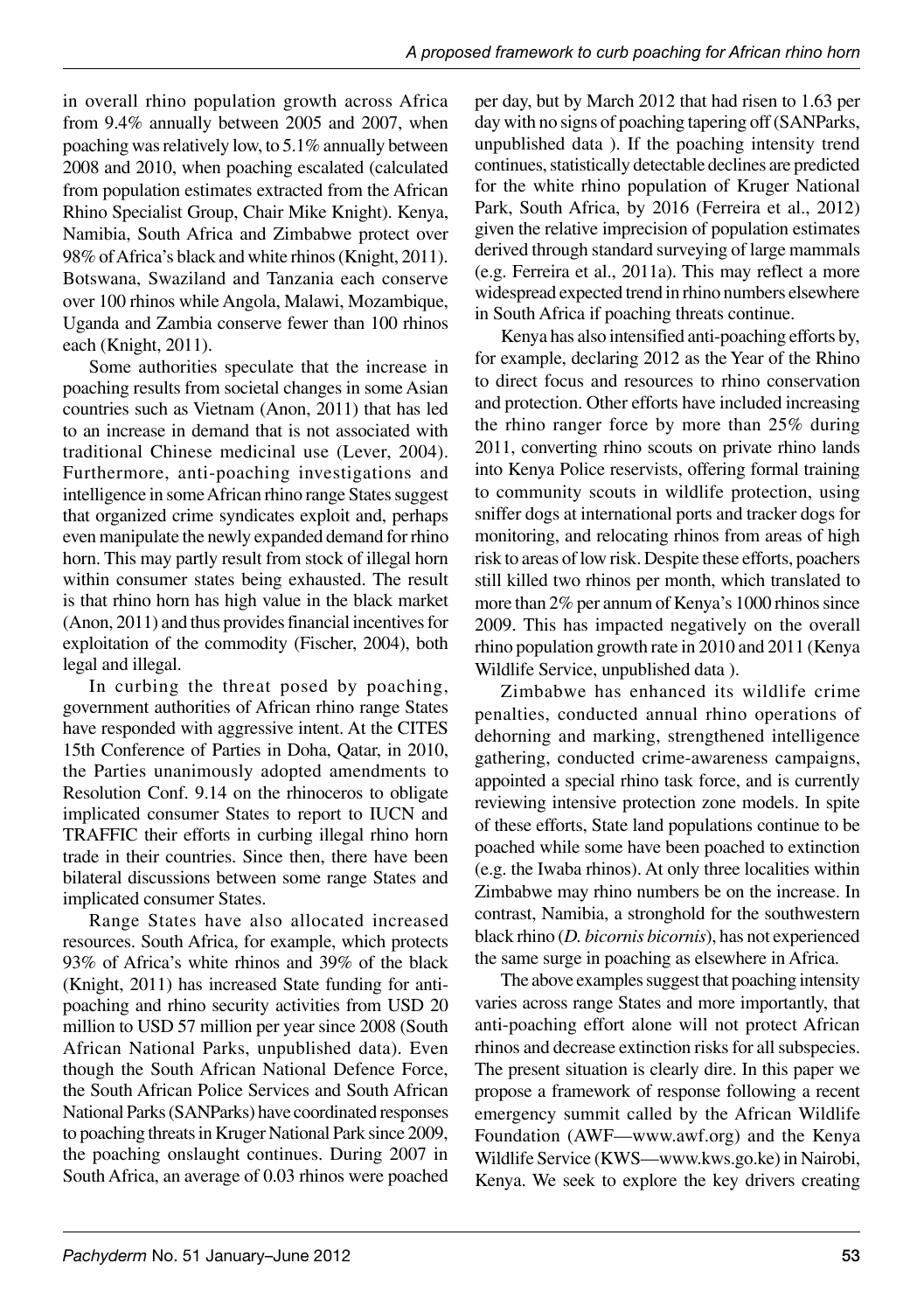in overall rhino population growth across Africa from 9.4% annually between 2005 and 2007, when poaching was relatively low, to 5.1% annually between 2008 and 2010, when poaching escalated (calculated from population estimates extracted from the African Rhino Specialist Group, Chair Mike Knight). Kenya, Namibia, South Africa and Zimbabwe protect over 98% of Africa's black and white rhinos (Knight, 2011). Botswana, Swaziland and Tanzania each conserve over 100 rhinos while Angola, Malawi, Mozambique, Uganda and Zambia conserve fewer than 100 rhinos each (Knight, 2011).

Some authorities speculate that the increase in poaching results from societal changes in some Asian countries such as Vietnam (Anon, 2011) that has led to an increase in demand that is not associated with traditional Chinese medicinal use (Lever, 2004). Furthermore, anti-poaching investigations and intelligence in some African rhino range States suggest that organized crime syndicates exploit and, perhaps even manipulate the newly expanded demand for rhino horn. This may partly result from stock of illegal horn within consumer states being exhausted. The result is that rhino horn has high value in the black market (Anon, 2011) and thus provides financial incentives for exploitation of the commodity (Fischer, 2004), both legal and illegal.

In curbing the threat posed by poaching, government authorities of African rhino range States have responded with aggressive intent. At the CITES 15th Conference of Parties in Doha, Qatar, in 2010, the Parties unanimously adopted amendments to Resolution Conf. 9.14 on the rhinoceros to obligate implicated consumer States to report to IUCN and TRAFFIC their efforts in curbing illegal rhino horn trade in their countries. Since then, there have been bilateral discussions between some range States and implicated consumer States.

Range States have also allocated increased resources. South Africa, for example, which protects 93% of Africa's white rhinos and 39% of the black (Knight, 2011) has increased State funding for anti-poaching and rhino security activities from USD 20 million to USD 57 million per year since 2008 (South African National Parks, unpublished data). Even though the South African National Defence Force, the South African Police Services and South African National Parks (SANParks) have coordinated responses to poaching threats in Kruger National Park since 2009, the poaching onslaught continues. During 2007 in South Africa, an average of 0.03 rhinos were poached per day, but by March 2012 that had risen to 1.63 per day with no signs of poaching tapering off (SANParks, unpublished data ). If the poaching intensity trend continues, statistically detectable declines are predicted for the white rhino population of Kruger National Park, South Africa, by 2016 (Ferreira et al., 2012) given the relative imprecision of population estimates derived through standard surveying of large mammals (e.g. Ferreira et al., 2011a). This may reflect a more widespread expected trend in rhino numbers elsewhere in South Africa if poaching threats continue.

Kenya has also intensified anti-poaching efforts by, for example, declaring 2012 as the Year of the Rhino to direct focus and resources to rhino conservation and protection. Other efforts have included increasing the rhino ranger force by more than 25% during 2011, converting rhino scouts on private rhino lands into Kenya Police reservists, offering formal training to community scouts in wildlife protection, using sniffer dogs at international ports and tracker dogs for monitoring, and relocating rhinos from areas of high risk to areas of low risk. Despite these efforts, poachers still killed two rhinos per month, which translated to more than 2% per annum of Kenya's 1000 rhinos since 2009. This has impacted negatively on the overall rhino population growth rate in 2010 and 2011 (Kenya Wildlife Service, unpublished data ).

Zimbabwe has enhanced its wildlife crime penalties, conducted annual rhino operations of dehorning and marking, strengthened intelligence gathering, conducted crime-awareness campaigns, appointed a special rhino task force, and is currently reviewing intensive protection zone models. In spite of these efforts, State land populations continue to be poached while some have been poached to extinction (e.g. the Iwaba rhinos). At only three localities within Zimbabwe may rhino numbers be on the increase. In contrast, Namibia, a stronghold for the southwestern black rhino (*D. bicornis bicornis*), has not experienced the same surge in poaching as elsewhere in Africa.

The above examples suggest that poaching intensity varies across range States and more importantly, that anti-poaching effort alone will not protect African rhinos and decrease extinction risks for all subspecies. The present situation is clearly dire. In this paper we propose a framework of response following a recent emergency summit called by the African Wildlife Foundation (AWF—www.awf.org) and the Kenya Wildlife Service (KWS—www.kws.go.ke) in Nairobi, Kenya. We seek to explore the key drivers creating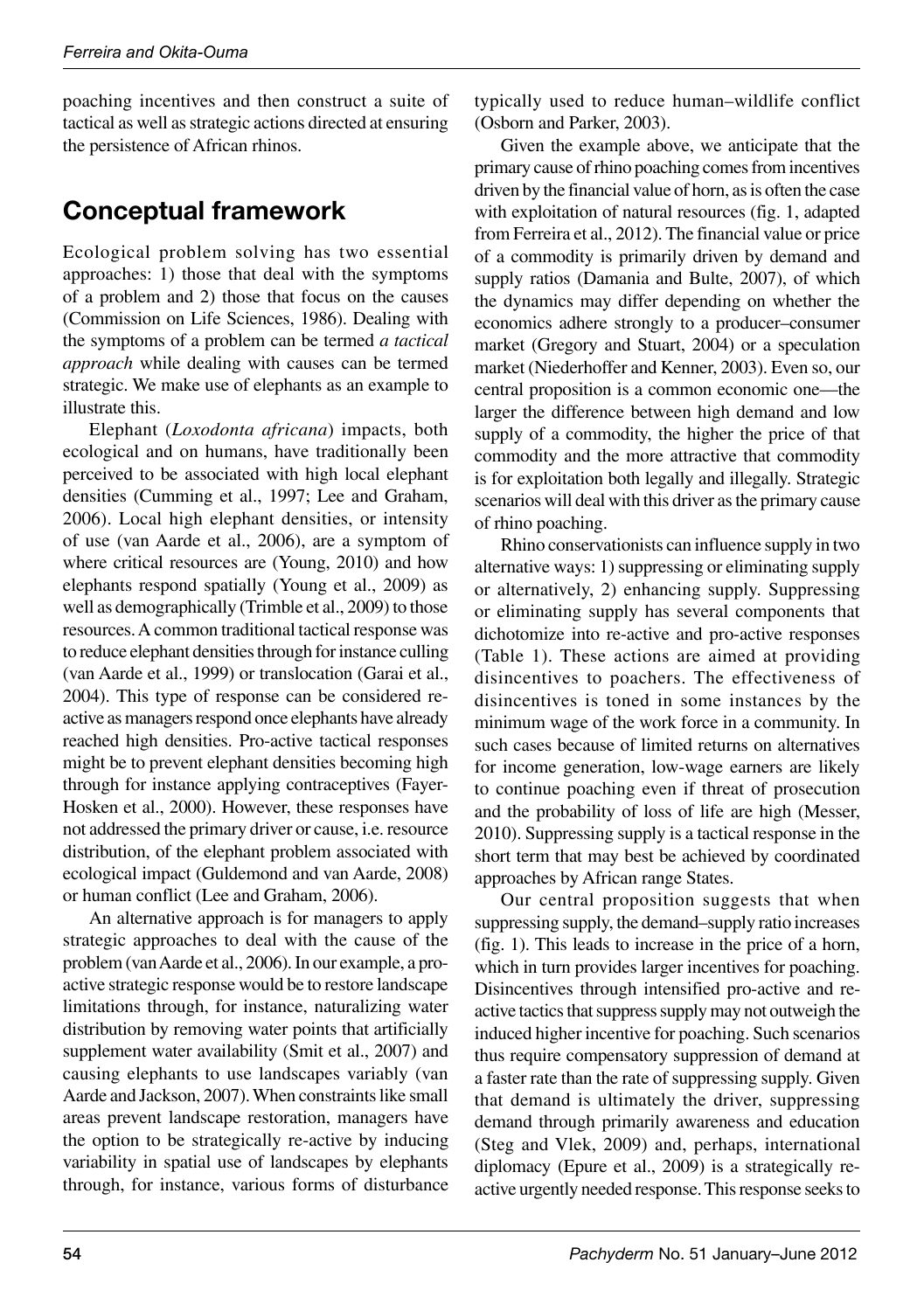poaching incentives and then construct a suite of tactical as well as strategic actions directed at ensuring the persistence of African rhinos.

## Conceptual framework

Ecological problem solving has two essential approaches: 1) those that deal with the symptoms of a problem and 2) those that focus on the causes (Commission on Life Sciences, 1986). Dealing with the symptoms of a problem can be termed *a tactical approach* while dealing with causes can be termed strategic. We make use of elephants as an example to illustrate this.

Elephant (*Loxodonta africana*) impacts, both ecological and on humans, have traditionally been perceived to be associated with high local elephant densities (Cumming et al., 1997; Lee and Graham, 2006). Local high elephant densities, or intensity of use (van Aarde et al., 2006), are a symptom of where critical resources are (Young, 2010) and how elephants respond spatially (Young et al., 2009) as well as demographically (Trimble et al., 2009) to those resources. A common traditional tactical response was to reduce elephant densities through for instance culling (van Aarde et al., 1999) or translocation (Garai et al., 2004). This type of response can be considered re-active as managers respond once elephants have already reached high densities. Pro-active tactical responses might be to prevent elephant densities becoming high through for instance applying contraceptives (Fayer-Hosken et al., 2000). However, these responses have not addressed the primary driver or cause, i.e. resource distribution, of the elephant problem associated with ecological impact (Guldemond and van Aarde, 2008) or human conflict (Lee and Graham, 2006).

An alternative approach is for managers to apply strategic approaches to deal with the cause of the problem (van Aarde et al., 2006). In our example, a pro-active strategic response would be to restore landscape limitations through, for instance, naturalizing water distribution by removing water points that artificially supplement water availability (Smit et al., 2007) and causing elephants to use landscapes variably (van Aarde and Jackson, 2007). When constraints like small areas prevent landscape restoration, managers have the option to be strategically re-active by inducing variability in spatial use of landscapes by elephants through, for instance, various forms of disturbance typically used to reduce human–wildlife conflict (Osborn and Parker, 2003).

Given the example above, we anticipate that the primary cause of rhino poaching comes from incentives driven by the financial value of horn, as is often the case with exploitation of natural resources (fig. 1, adapted from Ferreira et al., 2012). The financial value or price of a commodity is primarily driven by demand and supply ratios (Damania and Bulte, 2007), of which the dynamics may differ depending on whether the economics adhere strongly to a producer–consumer market (Gregory and Stuart, 2004) or a speculation market (Niederhoffer and Kenner, 2003). Even so, our central proposition is a common economic one—the larger the difference between high demand and low supply of a commodity, the higher the price of that commodity and the more attractive that commodity is for exploitation both legally and illegally. Strategic scenarios will deal with this driver as the primary cause of rhino poaching.

Rhino conservationists can influence supply in two alternative ways: 1) suppressing or eliminating supply or alternatively, 2) enhancing supply. Suppressing or eliminating supply has several components that dichotomize into re-active and pro-active responses (Table 1). These actions are aimed at providing disincentives to poachers. The effectiveness of disincentives is toned in some instances by the minimum wage of the work force in a community. In such cases because of limited returns on alternatives for income generation, low-wage earners are likely to continue poaching even if threat of prosecution and the probability of loss of life are high (Messer, 2010). Suppressing supply is a tactical response in the short term that may best be achieved by coordinated approaches by African range States.

Our central proposition suggests that when suppressing supply, the demand–supply ratio increases (fig. 1). This leads to increase in the price of a horn, which in turn provides larger incentives for poaching. Disincentives through intensified pro-active and re-active tactics that suppress supply may not outweigh the induced higher incentive for poaching. Such scenarios thus require compensatory suppression of demand at a faster rate than the rate of suppressing supply. Given that demand is ultimately the driver, suppressing demand through primarily awareness and education (Steg and Vlek, 2009) and, perhaps, international diplomacy (Epure et al., 2009) is a strategically re-active urgently needed response. This response seeks to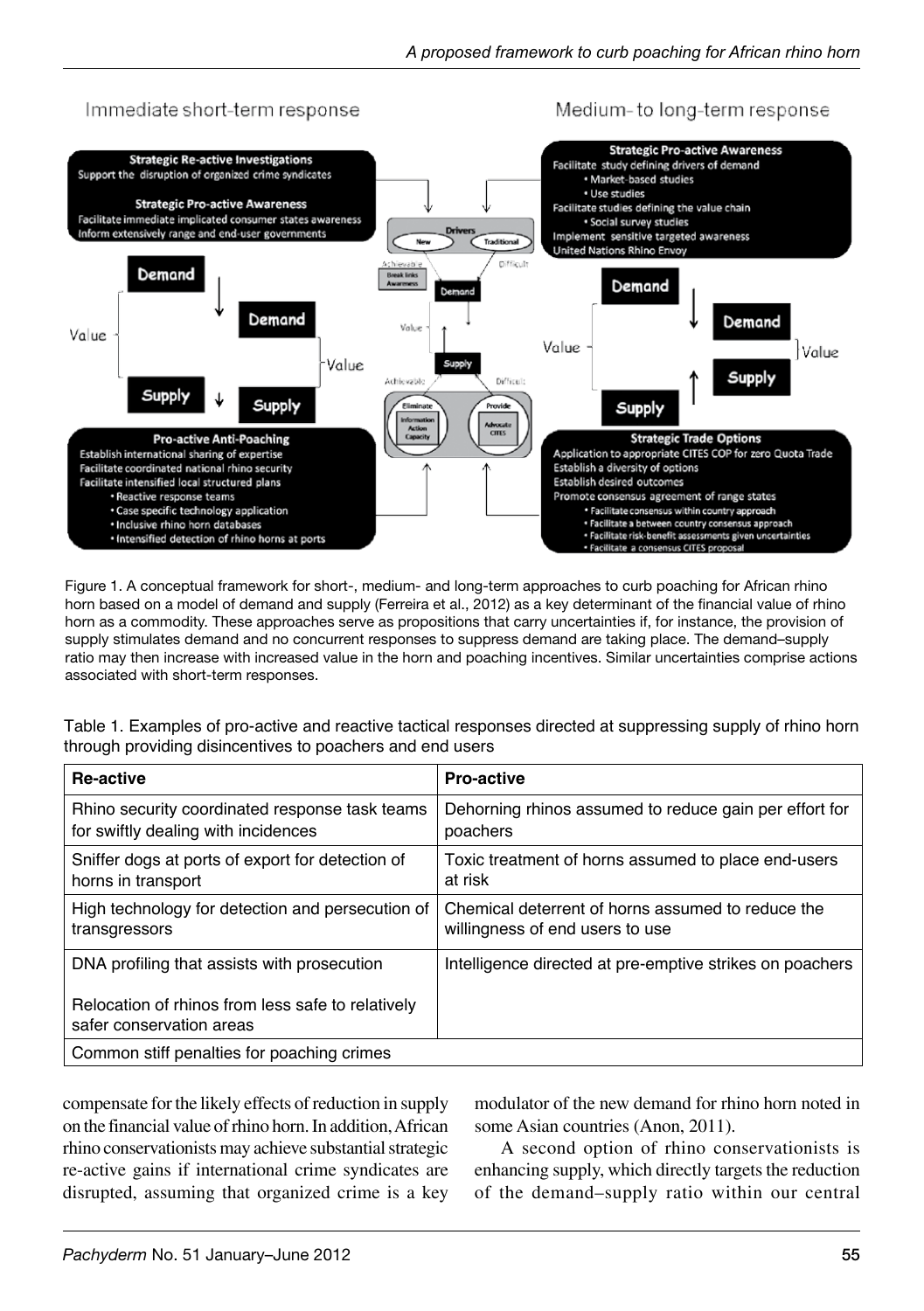Immediate short-term response

Medium- to long-term response

**Strategic Re-active Investigations**
Support the disruption of organized crime syndicates

**Strategic Pro-active Awareness**
Facilitate immediate implicated consumer states awareness
Inform extensively range and end-user governments

**Strategic Pro-active Awareness**
Facilitate study defining drivers of demand
- Market-based studies
- Use studies

Facilitate studies defining the value chain
- Social survey studies

Implement sensitive targeted awareness
United Nations Rhino Envoy

Drivers: New, Traditional
Achievable: Break links, Awareness — Difficult
Demand — Value — Supply
Achievable: Eliminate (Information, Action, Capacity) — Difficult: Provide (Advocate CITES)

Demand, Demand, Value, Value, Supply, Supply

**Pro-active Anti-Poaching**
Establish international sharing of expertise
Facilitate coordinated national rhino security
Facilitate intensified local structured plans
- Reactive response teams
- Case specific technology application
- Inclusive rhino horn databases
- Intensified detection of rhino horns at ports

**Strategic Trade Options**
Application to appropriate CITES COP for zero Quota Trade
Establish a diversity of options
Establish desired outcomes
Promote consensus agreement of range states
- Facilitate consensus within country approach
- Facilitate a between country consensus approach
- Facilitate risk-benefit assessments given uncertainties
- Facilitate a consensus CITES proposal

Figure 1. A conceptual framework for short-, medium- and long-term approaches to curb poaching for African rhino horn based on a model of demand and supply (Ferreira et al., 2012) as a key determinant of the financial value of rhino horn as a commodity. These approaches serve as propositions that carry uncertainties if, for instance, the provision of supply stimulates demand and no concurrent responses to suppress demand are taking place. The demand–supply ratio may then increase with increased value in the horn and poaching incentives. Similar uncertainties comprise actions associated with short-term responses.

Table 1. Examples of pro-active and reactive tactical responses directed at suppressing supply of rhino horn through providing disincentives to poachers and end users

| Re-active | Pro-active |
|---|---|
| Rhino security coordinated response task teams for swiftly dealing with incidences | Dehorning rhinos assumed to reduce gain per effort for poachers |
| Sniffer dogs at ports of export for detection of horns in transport | Toxic treatment of horns assumed to place end-users at risk |
| High technology for detection and persecution of transgressors | Chemical deterrent of horns assumed to reduce the willingness of end users to use |
| DNA profiling that assists with prosecution | Intelligence directed at pre-emptive strikes on poachers |
| Relocation of rhinos from less safe to relatively safer conservation areas | |
| Common stiff penalties for poaching crimes | |

compensate for the likely effects of reduction in supply on the financial value of rhino horn. In addition, African rhino conservationists may achieve substantial strategic re-active gains if international crime syndicates are disrupted, assuming that organized crime is a key modulator of the new demand for rhino horn noted in some Asian countries (Anon, 2011).

A second option of rhino conservationists is enhancing supply, which directly targets the reduction of the demand–supply ratio within our central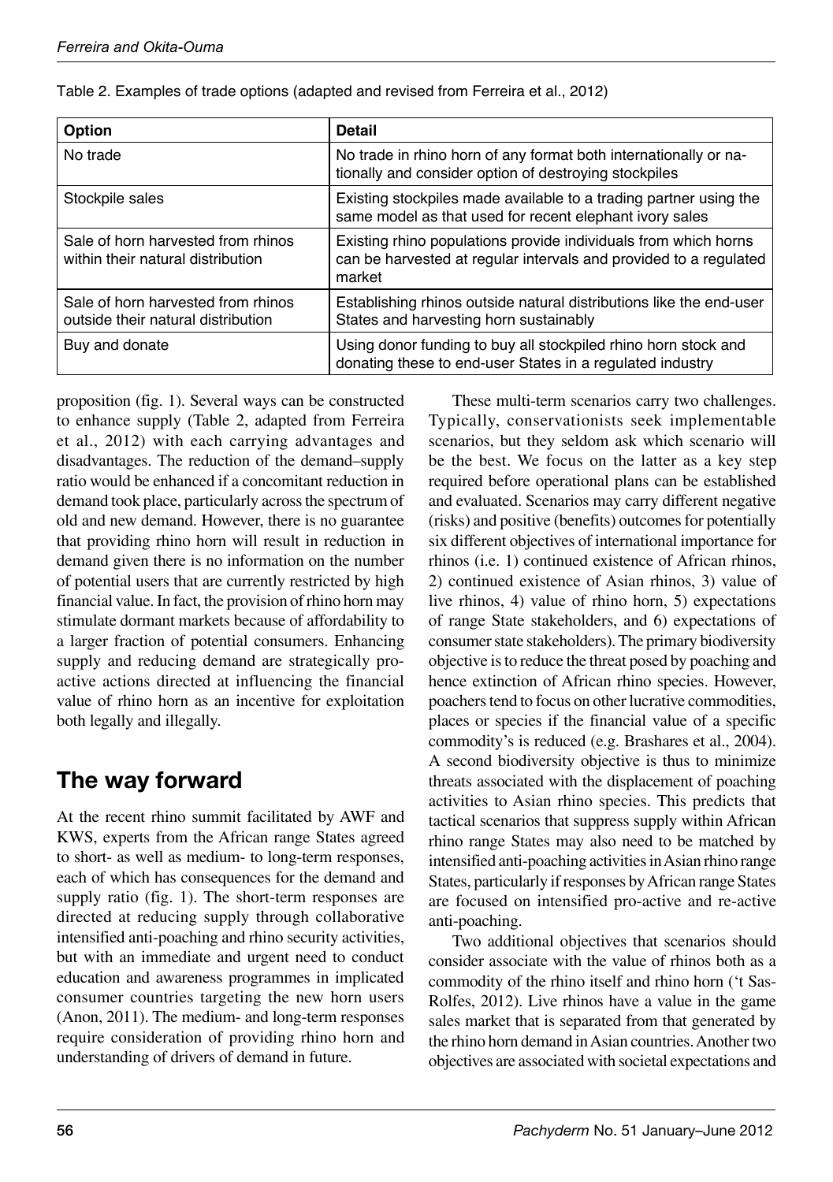Table 2. Examples of trade options (adapted and revised from Ferreira et al., 2012)

| Option | Detail |
|---|---|
| No trade | No trade in rhino horn of any format both internationally or nationally and consider option of destroying stockpiles |
| Stockpile sales | Existing stockpiles made available to a trading partner using the same model as that used for recent elephant ivory sales |
| Sale of horn harvested from rhinos within their natural distribution | Existing rhino populations provide individuals from which horns can be harvested at regular intervals and provided to a regulated market |
| Sale of horn harvested from rhinos outside their natural distribution | Establishing rhinos outside natural distributions like the end-user States and harvesting horn sustainably |
| Buy and donate | Using donor funding to buy all stockpiled rhino horn stock and donating these to end-user States in a regulated industry |

proposition (fig. 1). Several ways can be constructed to enhance supply (Table 2, adapted from Ferreira et al., 2012) with each carrying advantages and disadvantages. The reduction of the demand–supply ratio would be enhanced if a concomitant reduction in demand took place, particularly across the spectrum of old and new demand. However, there is no guarantee that providing rhino horn will result in reduction in demand given there is no information on the number of potential users that are currently restricted by high financial value. In fact, the provision of rhino horn may stimulate dormant markets because of affordability to a larger fraction of potential consumers. Enhancing supply and reducing demand are strategically pro-active actions directed at influencing the financial value of rhino horn as an incentive for exploitation both legally and illegally.

## The way forward

At the recent rhino summit facilitated by AWF and KWS, experts from the African range States agreed to short- as well as medium- to long-term responses, each of which has consequences for the demand and supply ratio (fig. 1). The short-term responses are directed at reducing supply through collaborative intensified anti-poaching and rhino security activities, but with an immediate and urgent need to conduct education and awareness programmes in implicated consumer countries targeting the new horn users (Anon, 2011). The medium- and long-term responses require consideration of providing rhino horn and understanding of drivers of demand in future.

These multi-term scenarios carry two challenges. Typically, conservationists seek implementable scenarios, but they seldom ask which scenario will be the best. We focus on the latter as a key step required before operational plans can be established and evaluated. Scenarios may carry different negative (risks) and positive (benefits) outcomes for potentially six different objectives of international importance for rhinos (i.e. 1) continued existence of African rhinos, 2) continued existence of Asian rhinos, 3) value of live rhinos, 4) value of rhino horn, 5) expectations of range State stakeholders, and 6) expectations of consumer state stakeholders). The primary biodiversity objective is to reduce the threat posed by poaching and hence extinction of African rhino species. However, poachers tend to focus on other lucrative commodities, places or species if the financial value of a specific commodity's is reduced (e.g. Brashares et al., 2004). A second biodiversity objective is thus to minimize threats associated with the displacement of poaching activities to Asian rhino species. This predicts that tactical scenarios that suppress supply within African rhino range States may also need to be matched by intensified anti-poaching activities in Asian rhino range States, particularly if responses by African range States are focused on intensified pro-active and re-active anti-poaching.

Two additional objectives that scenarios should consider associate with the value of rhinos both as a commodity of the rhino itself and rhino horn ('t Sas-Rolfes, 2012). Live rhinos have a value in the game sales market that is separated from that generated by the rhino horn demand in Asian countries. Another two objectives are associated with societal expectations and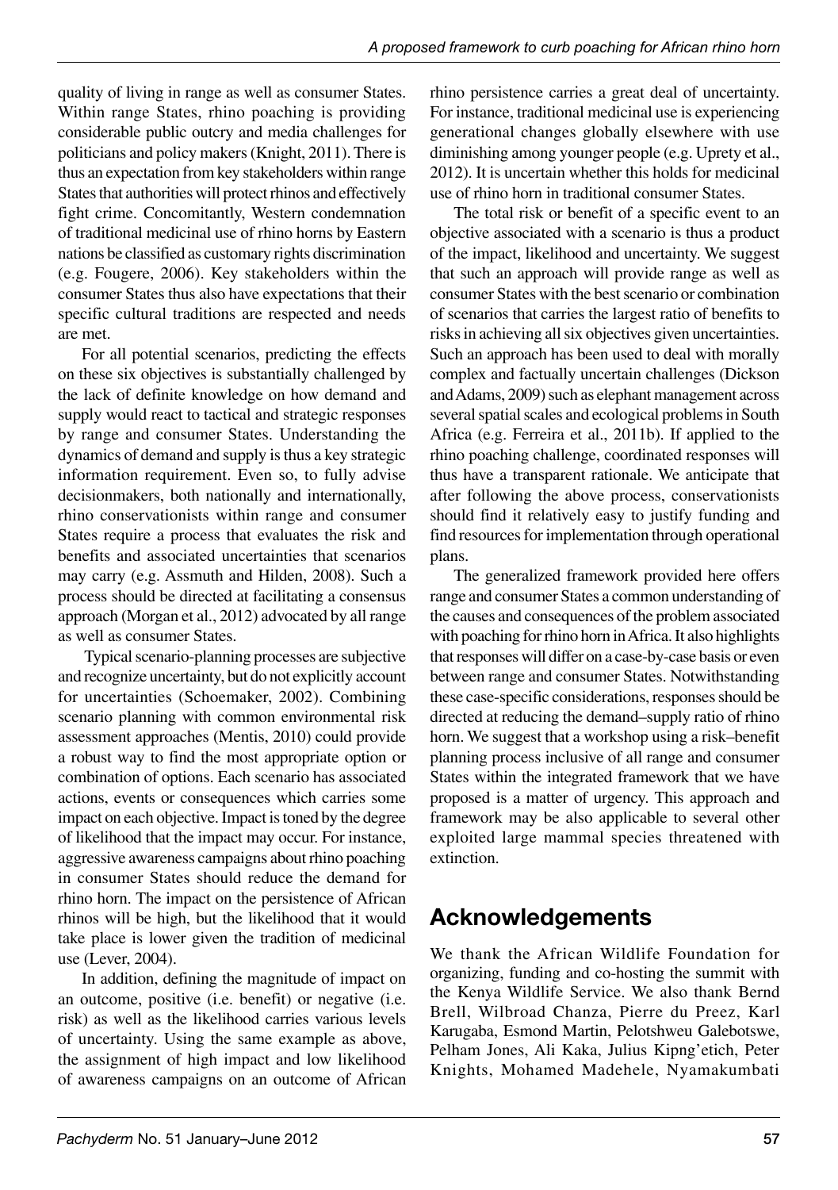quality of living in range as well as consumer States. Within range States, rhino poaching is providing considerable public outcry and media challenges for politicians and policy makers (Knight, 2011). There is thus an expectation from key stakeholders within range States that authorities will protect rhinos and effectively fight crime. Concomitantly, Western condemnation of traditional medicinal use of rhino horns by Eastern nations be classified as customary rights discrimination (e.g. Fougere, 2006). Key stakeholders within the consumer States thus also have expectations that their specific cultural traditions are respected and needs are met.

For all potential scenarios, predicting the effects on these six objectives is substantially challenged by the lack of definite knowledge on how demand and supply would react to tactical and strategic responses by range and consumer States. Understanding the dynamics of demand and supply is thus a key strategic information requirement. Even so, to fully advise decisionmakers, both nationally and internationally, rhino conservationists within range and consumer States require a process that evaluates the risk and benefits and associated uncertainties that scenarios may carry (e.g. Assmuth and Hilden, 2008). Such a process should be directed at facilitating a consensus approach (Morgan et al., 2012) advocated by all range as well as consumer States.

Typical scenario-planning processes are subjective and recognize uncertainty, but do not explicitly account for uncertainties (Schoemaker, 2002). Combining scenario planning with common environmental risk assessment approaches (Mentis, 2010) could provide a robust way to find the most appropriate option or combination of options. Each scenario has associated actions, events or consequences which carries some impact on each objective. Impact is toned by the degree of likelihood that the impact may occur. For instance, aggressive awareness campaigns about rhino poaching in consumer States should reduce the demand for rhino horn. The impact on the persistence of African rhinos will be high, but the likelihood that it would take place is lower given the tradition of medicinal use (Lever, 2004).

In addition, defining the magnitude of impact on an outcome, positive (i.e. benefit) or negative (i.e. risk) as well as the likelihood carries various levels of uncertainty. Using the same example as above, the assignment of high impact and low likelihood of awareness campaigns on an outcome of African rhino persistence carries a great deal of uncertainty. For instance, traditional medicinal use is experiencing generational changes globally elsewhere with use diminishing among younger people (e.g. Uprety et al., 2012). It is uncertain whether this holds for medicinal use of rhino horn in traditional consumer States.

The total risk or benefit of a specific event to an objective associated with a scenario is thus a product of the impact, likelihood and uncertainty. We suggest that such an approach will provide range as well as consumer States with the best scenario or combination of scenarios that carries the largest ratio of benefits to risks in achieving all six objectives given uncertainties. Such an approach has been used to deal with morally complex and factually uncertain challenges (Dickson and Adams, 2009) such as elephant management across several spatial scales and ecological problems in South Africa (e.g. Ferreira et al., 2011b). If applied to the rhino poaching challenge, coordinated responses will thus have a transparent rationale. We anticipate that after following the above process, conservationists should find it relatively easy to justify funding and find resources for implementation through operational plans.

The generalized framework provided here offers range and consumer States a common understanding of the causes and consequences of the problem associated with poaching for rhino horn in Africa. It also highlights that responses will differ on a case-by-case basis or even between range and consumer States. Notwithstanding these case-specific considerations, responses should be directed at reducing the demand–supply ratio of rhino horn. We suggest that a workshop using a risk–benefit planning process inclusive of all range and consumer States within the integrated framework that we have proposed is a matter of urgency. This approach and framework may be also applicable to several other exploited large mammal species threatened with extinction.

## Acknowledgements

We thank the African Wildlife Foundation for organizing, funding and co-hosting the summit with the Kenya Wildlife Service. We also thank Bernd Brell, Wilbroad Chanza, Pierre du Preez, Karl Karugaba, Esmond Martin, Pelotshweu Galebotswe, Pelham Jones, Ali Kaka, Julius Kipng'etich, Peter Knights, Mohamed Madehele, Nyamakumbati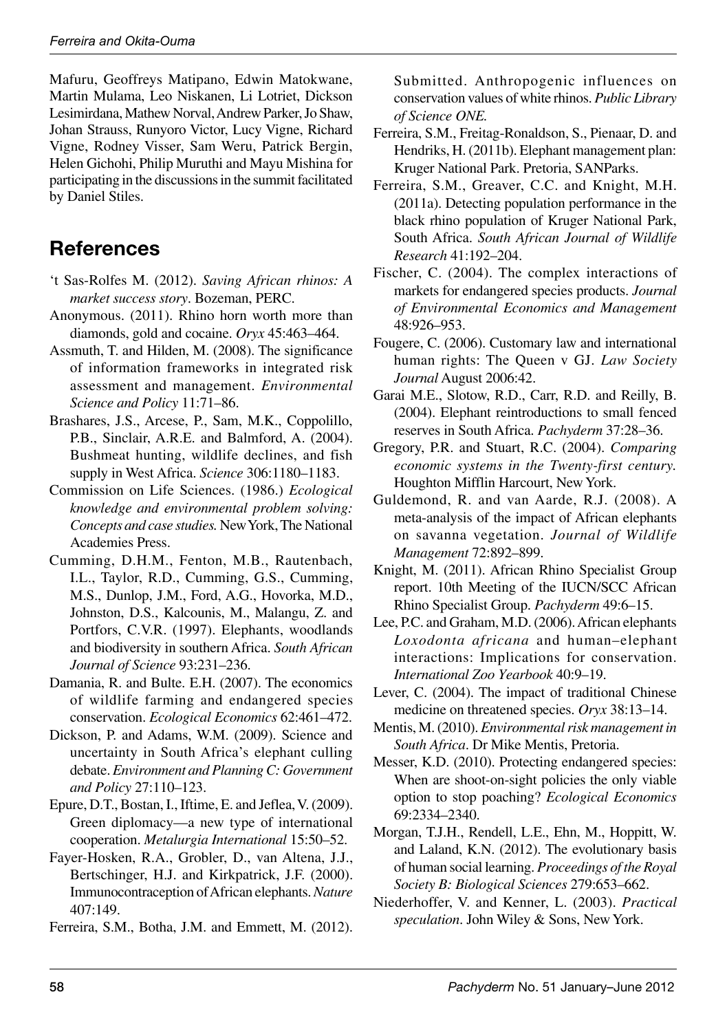Mafuru, Geoffreys Matipano, Edwin Matokwane, Martin Mulama, Leo Niskanen, Li Lotriet, Dickson Lesimirdana, Mathew Norval, Andrew Parker, Jo Shaw, Johan Strauss, Runyoro Victor, Lucy Vigne, Richard Vigne, Rodney Visser, Sam Weru, Patrick Bergin, Helen Gichohi, Philip Muruthi and Mayu Mishina for participating in the discussions in the summit facilitated by Daniel Stiles.

## References

'​t Sas-Rolfes M. (2012). *Saving African rhinos: A market success story*. Bozeman, PERC.

Anonymous. (2011). Rhino horn worth more than diamonds, gold and cocaine. *Oryx* 45:463–464.

Assmuth, T. and Hilden, M. (2008). The significance of information frameworks in integrated risk assessment and management. *Environmental Science and Policy* 11:71–86.

Brashares, J.S., Arcese, P., Sam, M.K., Coppolillo, P.B., Sinclair, A.R.E. and Balmford, A. (2004). Bushmeat hunting, wildlife declines, and fish supply in West Africa. *Science* 306:1180–1183.

Commission on Life Sciences. (1986.) *Ecological knowledge and environmental problem solving: Concepts and case studies.* New York, The National Academies Press.

Cumming, D.H.M., Fenton, M.B., Rautenbach, I.L., Taylor, R.D., Cumming, G.S., Cumming, M.S., Dunlop, J.M., Ford, A.G., Hovorka, M.D., Johnston, D.S., Kalcounis, M., Malangu, Z. and Portfors, C.V.R. (1997). Elephants, woodlands and biodiversity in southern Africa. *South African Journal of Science* 93:231–236.

Damania, R. and Bulte. E.H. (2007). The economics of wildlife farming and endangered species conservation. *Ecological Economics* 62:461–472.

Dickson, P. and Adams, W.M. (2009). Science and uncertainty in South Africa's elephant culling debate. *Environment and Planning C: Government and Policy* 27:110–123.

Epure, D.T., Bostan, I., Iftime, E. and Jeflea, V. (2009). Green diplomacy—a new type of international cooperation. *Metalurgia International* 15:50–52.

Fayer-Hosken, R.A., Grobler, D., van Altena, J.J., Bertschinger, H.J. and Kirkpatrick, J.F. (2000). Immunocontraception of African elephants. *Nature* 407:149.

Ferreira, S.M., Botha, J.M. and Emmett, M. (2012). Submitted. Anthropogenic influences on conservation values of white rhinos. *Public Library of Science ONE.*

Ferreira, S.M., Freitag-Ronaldson, S., Pienaar, D. and Hendriks, H. (2011b). Elephant management plan: Kruger National Park. Pretoria, SANParks.

Ferreira, S.M., Greaver, C.C. and Knight, M.H. (2011a). Detecting population performance in the black rhino population of Kruger National Park, South Africa. *South African Journal of Wildlife Research* 41:192–204.

Fischer, C. (2004). The complex interactions of markets for endangered species products. *Journal of Environmental Economics and Management* 48:926–953.

Fougere, C. (2006). Customary law and international human rights: The Queen v GJ. *Law Society Journal* August 2006:42.

Garai M.E., Slotow, R.D., Carr, R.D. and Reilly, B. (2004). Elephant reintroductions to small fenced reserves in South Africa. *Pachyderm* 37:28–36.

Gregory, P.R. and Stuart, R.C. (2004). *Comparing economic systems in the Twenty-first century.* Houghton Mifflin Harcourt, New York.

Guldemond, R. and van Aarde, R.J. (2008). A meta-analysis of the impact of African elephants on savanna vegetation. *Journal of Wildlife Management* 72:892–899.

Knight, M. (2011). African Rhino Specialist Group report. 10th Meeting of the IUCN/SCC African Rhino Specialist Group. *Pachyderm* 49:6–15.

Lee, P.C. and Graham, M.D. (2006). African elephants *Loxodonta africana* and human–elephant interactions: Implications for conservation. *International Zoo Yearbook* 40:9–19.

Lever, C. (2004). The impact of traditional Chinese medicine on threatened species. *Oryx* 38:13–14.

Mentis, M. (2010). *Environmental risk management in South Africa*. Dr Mike Mentis, Pretoria.

Messer, K.D. (2010). Protecting endangered species: When are shoot-on-sight policies the only viable option to stop poaching? *Ecological Economics* 69:2334–2340.

Morgan, T.J.H., Rendell, L.E., Ehn, M., Hoppitt, W. and Laland, K.N. (2012). The evolutionary basis of human social learning. *Proceedings of the Royal Society B: Biological Sciences* 279:653–662.

Niederhoffer, V. and Kenner, L. (2003). *Practical speculation*. John Wiley & Sons, New York.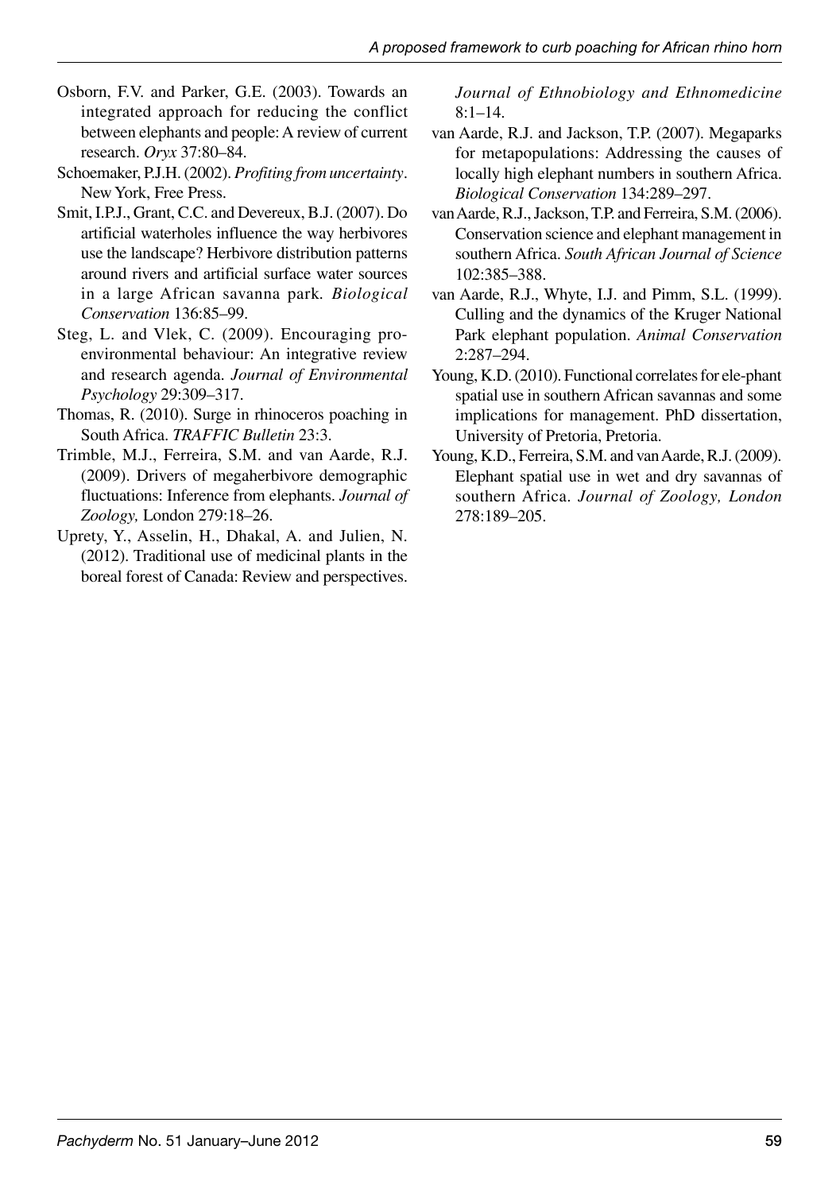Osborn, F.V. and Parker, G.E. (2003). Towards an integrated approach for reducing the conflict between elephants and people: A review of current research. *Oryx* 37:80–84.

Schoemaker, P.J.H. (2002). *Profiting from uncertainty*. New York, Free Press.

Smit, I.P.J., Grant, C.C. and Devereux, B.J. (2007). Do artificial waterholes influence the way herbivores use the landscape? Herbivore distribution patterns around rivers and artificial surface water sources in a large African savanna park. *Biological Conservation* 136:85–99.

Steg, L. and Vlek, C. (2009). Encouraging pro-environmental behaviour: An integrative review and research agenda. *Journal of Environmental Psychology* 29:309–317.

Thomas, R. (2010). Surge in rhinoceros poaching in South Africa. *TRAFFIC Bulletin* 23:3.

Trimble, M.J., Ferreira, S.M. and van Aarde, R.J. (2009). Drivers of megaherbivore demographic fluctuations: Inference from elephants. *Journal of Zoology,* London 279:18–26.

Uprety, Y., Asselin, H., Dhakal, A. and Julien, N. (2012). Traditional use of medicinal plants in the boreal forest of Canada: Review and perspectives. *Journal of Ethnobiology and Ethnomedicine* 8:1–14.

van Aarde, R.J. and Jackson, T.P. (2007). Megaparks for metapopulations: Addressing the causes of locally high elephant numbers in southern Africa. *Biological Conservation* 134:289–297.

van Aarde, R.J., Jackson, T.P. and Ferreira, S.M. (2006). Conservation science and elephant management in southern Africa. *South African Journal of Science* 102:385–388.

van Aarde, R.J., Whyte, I.J. and Pimm, S.L. (1999). Culling and the dynamics of the Kruger National Park elephant population. *Animal Conservation* 2:287–294.

Young, K.D. (2010). Functional correlates for ele-phant spatial use in southern African savannas and some implications for management. PhD dissertation, University of Pretoria, Pretoria.

Young, K.D., Ferreira, S.M. and van Aarde, R.J. (2009). Elephant spatial use in wet and dry savannas of southern Africa. *Journal of Zoology, London* 278:189–205.